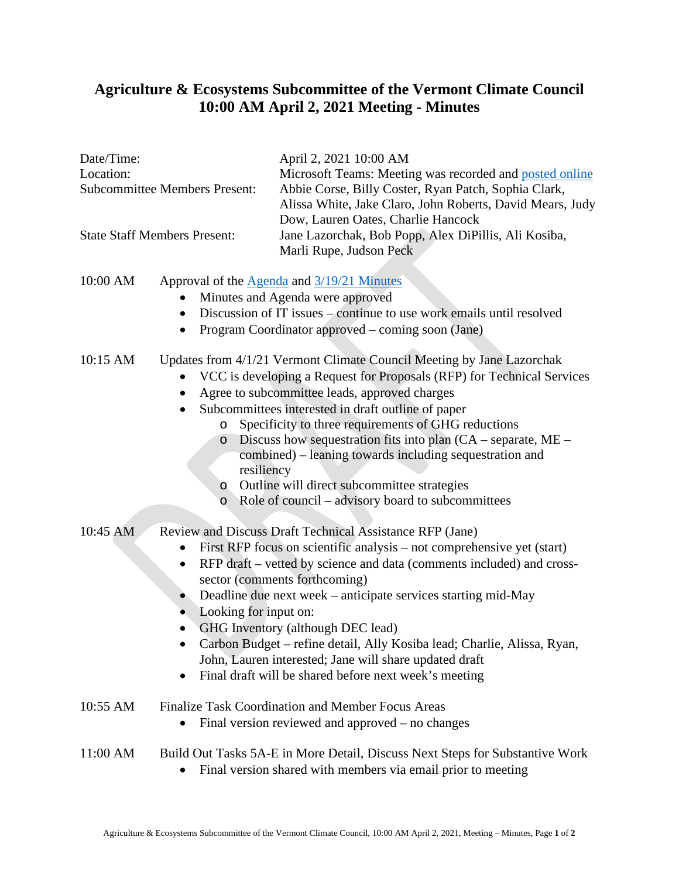# Agriculture & Ecosystems Subcommittee of the Vermont Climate Council 10:00 AM April 2, 2021 Meeting - Minutes

| | |
|---|---|
| Date/Time: | April 2, 2021 10:00 AM |
| Location: | Microsoft Teams: Meeting was recorded and posted online |
| Subcommittee Members Present: | Abbie Corse, Billy Coster, Ryan Patch, Sophia Clark, Alissa White, Jake Claro, John Roberts, David Mears, Judy Dow, Lauren Oates, Charlie Hancock |
| State Staff Members Present: | Jane Lazorchak, Bob Popp, Alex DiPillis, Ali Kosiba, Marli Rupe, Judson Peck |

**10:00 AM** Approval of the Agenda and 3/19/21 Minutes

- Minutes and Agenda were approved
- Discussion of IT issues – continue to use work emails until resolved
- Program Coordinator approved – coming soon (Jane)

**10:15 AM** Updates from 4/1/21 Vermont Climate Council Meeting by Jane Lazorchak

- VCC is developing a Request for Proposals (RFP) for Technical Services
- Agree to subcommittee leads, approved charges
- Subcommittees interested in draft outline of paper
  - Specificity to three requirements of GHG reductions
  - Discuss how sequestration fits into plan (CA – separate, ME – combined) – leaning towards including sequestration and resiliency
  - Outline will direct subcommittee strategies
  - Role of council – advisory board to subcommittees

**10:45 AM** Review and Discuss Draft Technical Assistance RFP (Jane)

- First RFP focus on scientific analysis – not comprehensive yet (start)
- RFP draft – vetted by science and data (comments included) and cross-sector (comments forthcoming)
- Deadline due next week – anticipate services starting mid-May
- Looking for input on:
- GHG Inventory (although DEC lead)
- Carbon Budget – refine detail, Ally Kosiba lead; Charlie, Alissa, Ryan, John, Lauren interested; Jane will share updated draft
- Final draft will be shared before next week's meeting

**10:55 AM** Finalize Task Coordination and Member Focus Areas

- Final version reviewed and approved – no changes

**11:00 AM** Build Out Tasks 5A-E in More Detail, Discuss Next Steps for Substantive Work

- Final version shared with members via email prior to meeting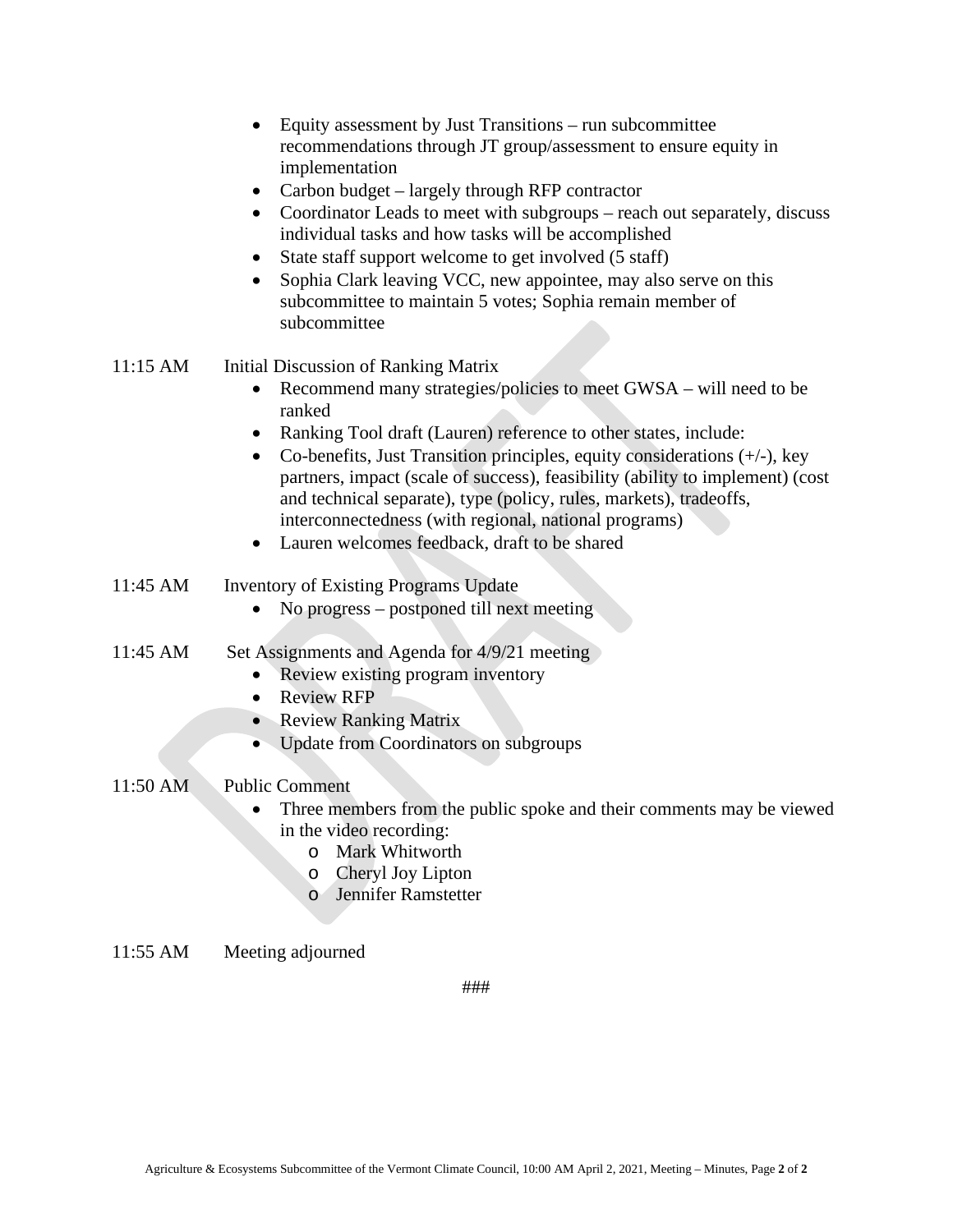- Equity assessment by Just Transitions – run subcommittee recommendations through JT group/assessment to ensure equity in implementation
- Carbon budget – largely through RFP contractor
- Coordinator Leads to meet with subgroups – reach out separately, discuss individual tasks and how tasks will be accomplished
- State staff support welcome to get involved (5 staff)
- Sophia Clark leaving VCC, new appointee, may also serve on this subcommittee to maintain 5 votes; Sophia remain member of subcommittee

11:15 AM Initial Discussion of Ranking Matrix

- Recommend many strategies/policies to meet GWSA – will need to be ranked
- Ranking Tool draft (Lauren) reference to other states, include:
- Co-benefits, Just Transition principles, equity considerations (+/-), key partners, impact (scale of success), feasibility (ability to implement) (cost and technical separate), type (policy, rules, markets), tradeoffs, interconnectedness (with regional, national programs)
- Lauren welcomes feedback, draft to be shared

11:45 AM Inventory of Existing Programs Update

- No progress – postponed till next meeting

11:45 AM Set Assignments and Agenda for 4/9/21 meeting

- Review existing program inventory
- Review RFP
- Review Ranking Matrix
- Update from Coordinators on subgroups

11:50 AM Public Comment

- Three members from the public spoke and their comments may be viewed in the video recording:
  - Mark Whitworth
  - Cheryl Joy Lipton
  - Jennifer Ramstetter

11:55 AM Meeting adjourned

###